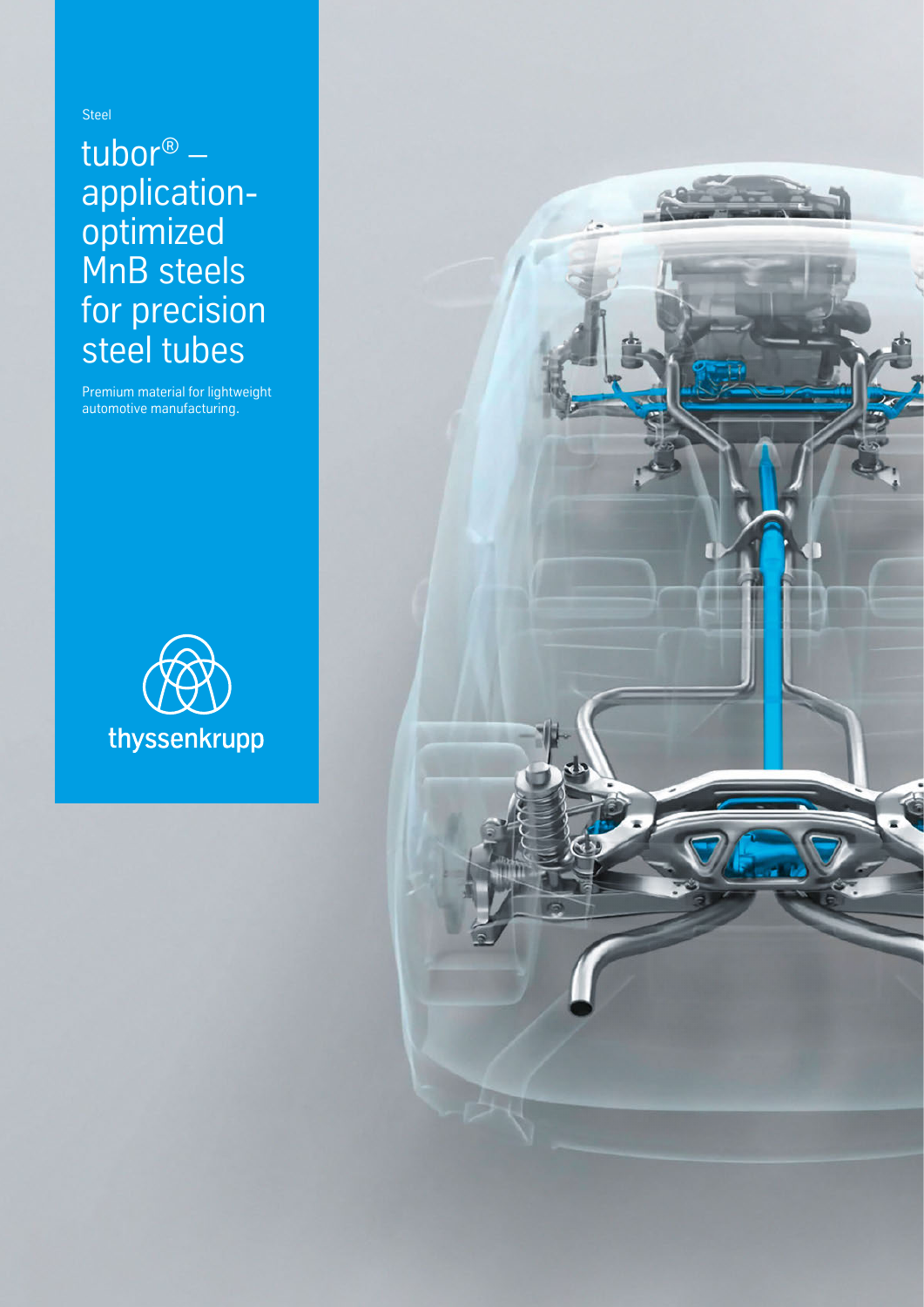Steel

# tubor® – application-optimized MnB steels for precision steel tubes

Premium material for lightweight automotive manufacturing.

thyssenkrupp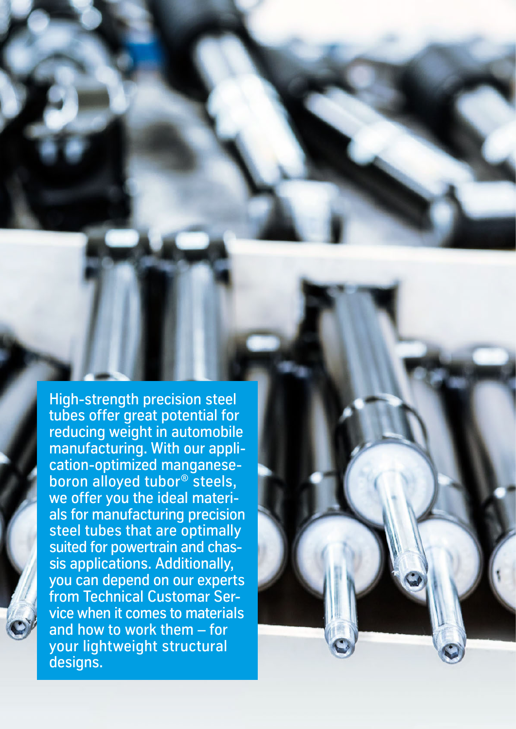High-strength precision steel tubes offer great potential for reducing weight in automobile manufacturing. With our application-optimized manganese-boron alloyed tubor® steels, we offer you the ideal materials for manufacturing precision steel tubes that are optimally suited for powertrain and chassis applications. Additionally, you can depend on our experts from Technical Customar Service when it comes to materials and how to work them – for your lightweight structural designs.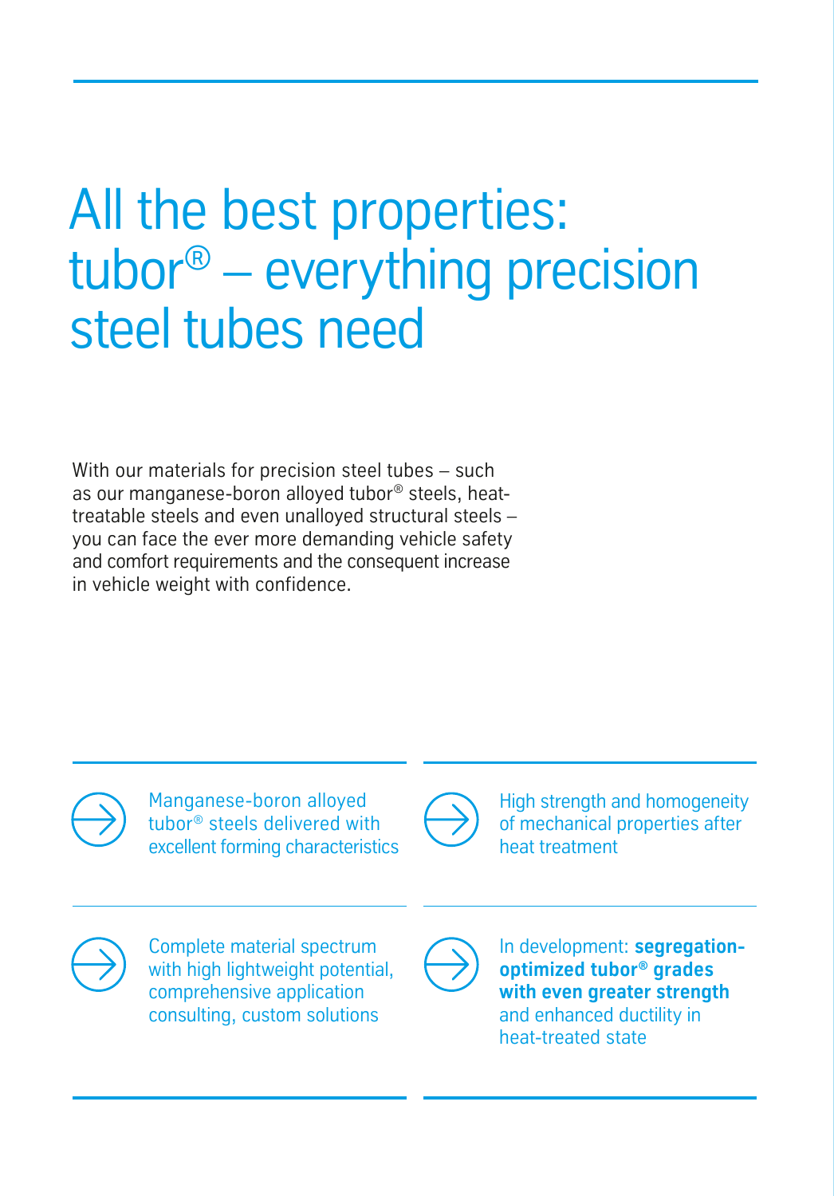# All the best properties: tubor® – everything precision steel tubes need

With our materials for precision steel tubes – such as our manganese-boron alloyed tubor® steels, heat-treatable steels and even unalloyed structural steels – you can face the ever more demanding vehicle safety and comfort requirements and the consequent increase in vehicle weight with confidence.

- Manganese-boron alloyed tubor® steels delivered with excellent forming characteristics
- High strength and homogeneity of mechanical properties after heat treatment
- Complete material spectrum with high lightweight potential, comprehensive application consulting, custom solutions
- In development: **segregation-optimized tubor® grades with even greater strength** and enhanced ductility in heat-treated state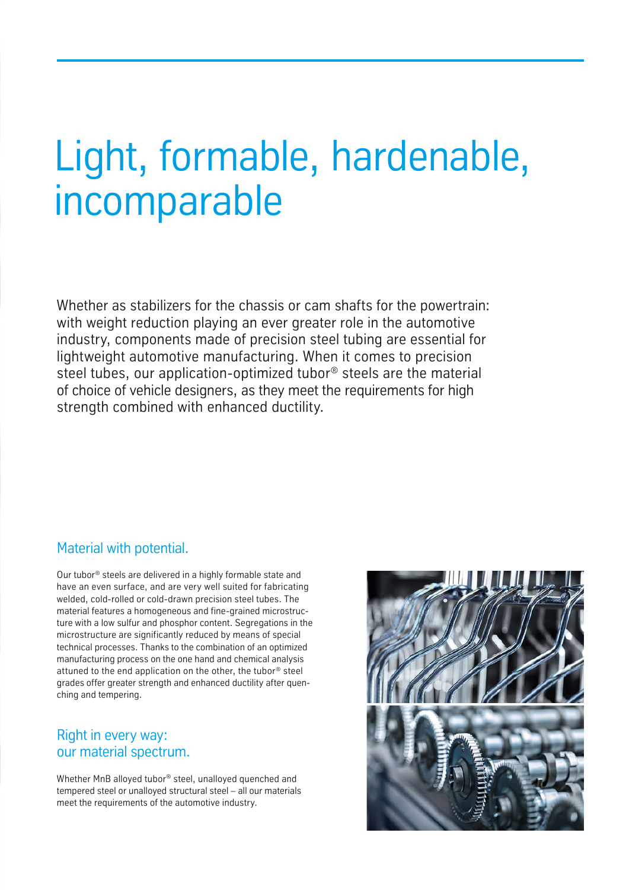# Light, formable, hardenable, incomparable

Whether as stabilizers for the chassis or cam shafts for the powertrain: with weight reduction playing an ever greater role in the automotive industry, components made of precision steel tubing are essential for lightweight automotive manufacturing. When it comes to precision steel tubes, our application-optimized tubor® steels are the material of choice of vehicle designers, as they meet the requirements for high strength combined with enhanced ductility.

## Material with potential.

Our tubor® steels are delivered in a highly formable state and have an even surface, and are very well suited for fabricating welded, cold-rolled or cold-drawn precision steel tubes. The material features a homogeneous and fine-grained microstructure with a low sulfur and phosphor content. Segregations in the microstructure are significantly reduced by means of special technical processes. Thanks to the combination of an optimized manufacturing process on the one hand and chemical analysis attuned to the end application on the other, the tubor® steel grades offer greater strength and enhanced ductility after quenching and tempering.

## Right in every way: our material spectrum.

Whether MnB alloyed tubor® steel, unalloyed quenched and tempered steel or unalloyed structural steel – all our materials meet the requirements of the automotive industry.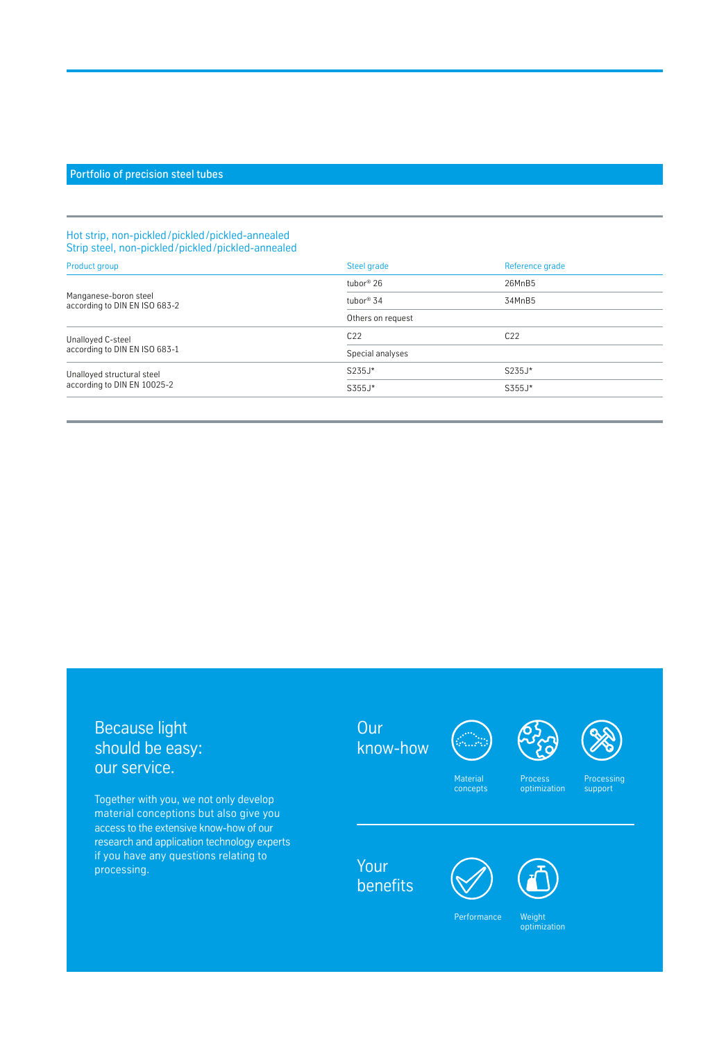## Portfolio of precision steel tubes

Hot strip, non-pickled / pickled / pickled-annealed
Strip steel, non-pickled / pickled / pickled-annealed

| Product group | Steel grade | Reference grade |
| --- | --- | --- |
| Manganese-boron steel according to DIN EN ISO 683-2 | tubor® 26 | 26MnB5 |
| | tubor® 34 | 34MnB5 |
| | Others on request | |
| Unalloyed C-steel according to DIN EN ISO 683-1 | C22 | C22 |
| | Special analyses | |
| Unalloyed structural steel according to DIN EN 10025-2 | S235J* | S235J* |
| | S355J* | S355J* |

## Because light should be easy: our service.

Together with you, we not only develop material conceptions but also give you access to the extensive know-how of our research and application technology experts if you have any questions relating to processing.

### Our know-how

- Material concepts
- Process optimization
- Processing support

### Your benefits

- Performance
- Weight optimization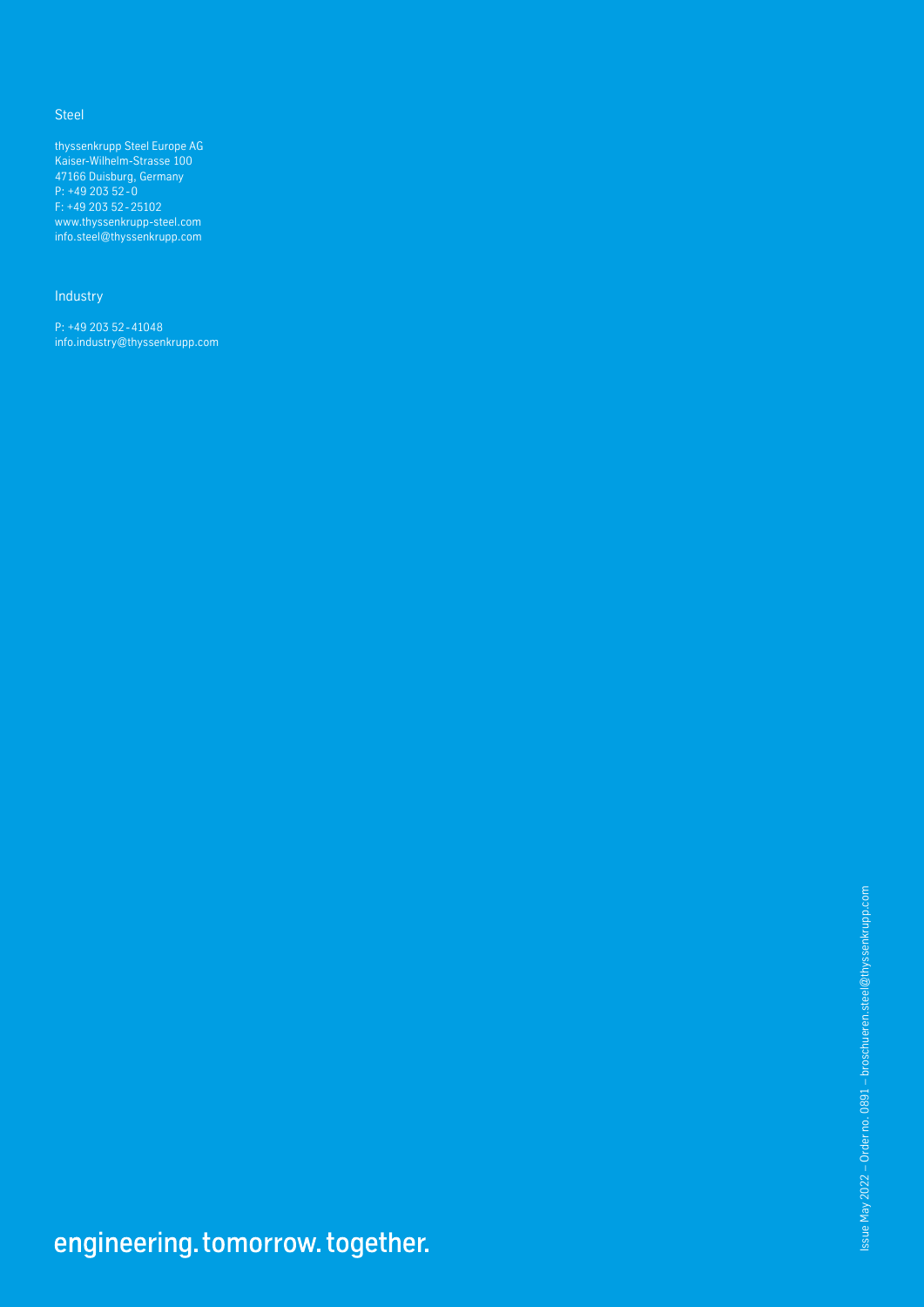## Steel

thyssenkrupp Steel Europe AG
Kaiser-Wilhelm-Strasse 100
47166 Duisburg, Germany
P: +49 203 52 - 0
F: +49 203 52 - 25102
www.thyssenkrupp-steel.com
info.steel@thyssenkrupp.com

## Industry

P: +49 203 52 - 41048
info.industry@thyssenkrupp.com

Issue May 2022 – Order no. 0891 – broschueren.steel@thyssenkrupp.com

**engineering. tomorrow. together.**